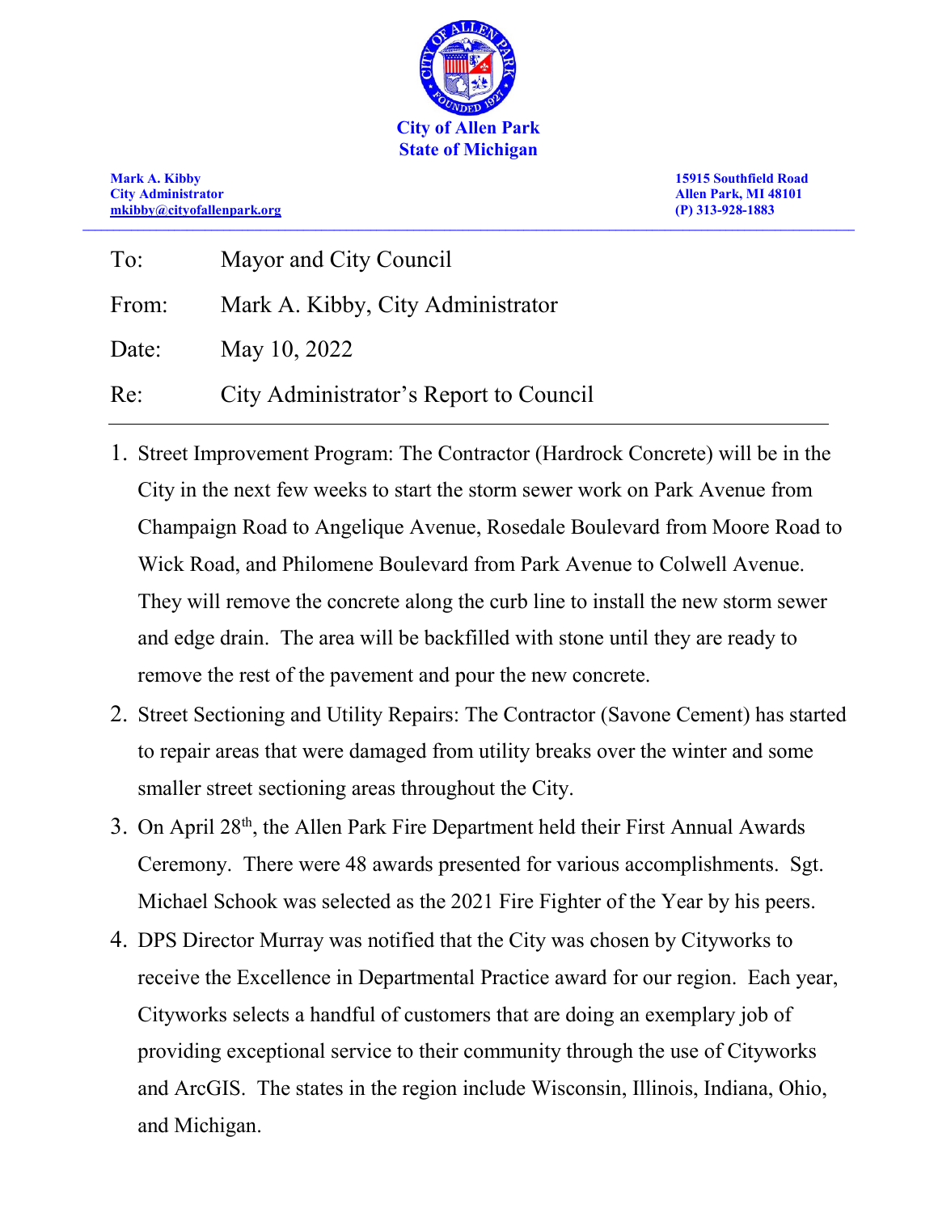**City of Allen Park**
**State of Michigan**

**Mark A. Kibby**
**City Administrator**
**mkibby@cityofallenpark.org**

**15915 Southfield Road**
**Allen Park, MI 48101**
**(P) 313-928-1883**

---

To: Mayor and City Council

From: Mark A. Kibby, City Administrator

Date: May 10, 2022

Re: City Administrator's Report to Council

---

1. Street Improvement Program: The Contractor (Hardrock Concrete) will be in the City in the next few weeks to start the storm sewer work on Park Avenue from Champaign Road to Angelique Avenue, Rosedale Boulevard from Moore Road to Wick Road, and Philomene Boulevard from Park Avenue to Colwell Avenue. They will remove the concrete along the curb line to install the new storm sewer and edge drain. The area will be backfilled with stone until they are ready to remove the rest of the pavement and pour the new concrete.
2. Street Sectioning and Utility Repairs: The Contractor (Savone Cement) has started to repair areas that were damaged from utility breaks over the winter and some smaller street sectioning areas throughout the City.
3. On April 28th, the Allen Park Fire Department held their First Annual Awards Ceremony. There were 48 awards presented for various accomplishments. Sgt. Michael Schook was selected as the 2021 Fire Fighter of the Year by his peers.
4. DPS Director Murray was notified that the City was chosen by Cityworks to receive the Excellence in Departmental Practice award for our region. Each year, Cityworks selects a handful of customers that are doing an exemplary job of providing exceptional service to their community through the use of Cityworks and ArcGIS. The states in the region include Wisconsin, Illinois, Indiana, Ohio, and Michigan.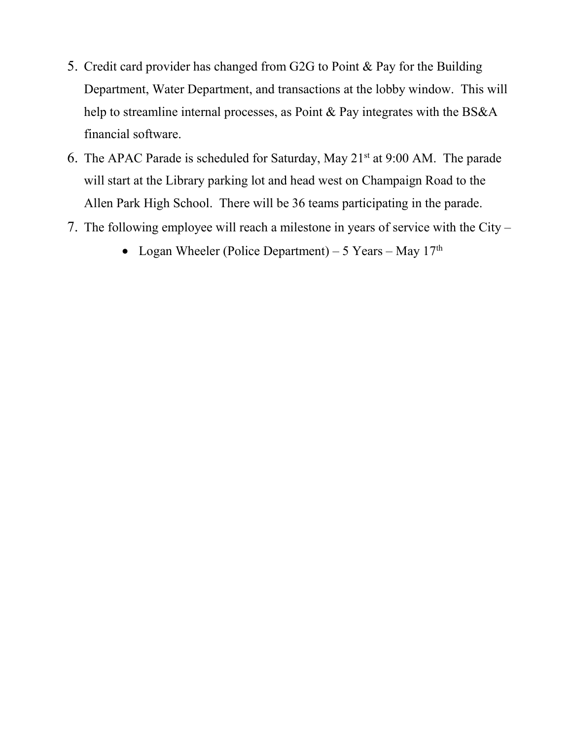5. Credit card provider has changed from G2G to Point & Pay for the Building Department, Water Department, and transactions at the lobby window. This will help to streamline internal processes, as Point & Pay integrates with the BS&A financial software.
6. The APAC Parade is scheduled for Saturday, May 21st at 9:00 AM. The parade will start at the Library parking lot and head west on Champaign Road to the Allen Park High School. There will be 36 teams participating in the parade.
7. The following employee will reach a milestone in years of service with the City –
    - Logan Wheeler (Police Department) – 5 Years – May 17th